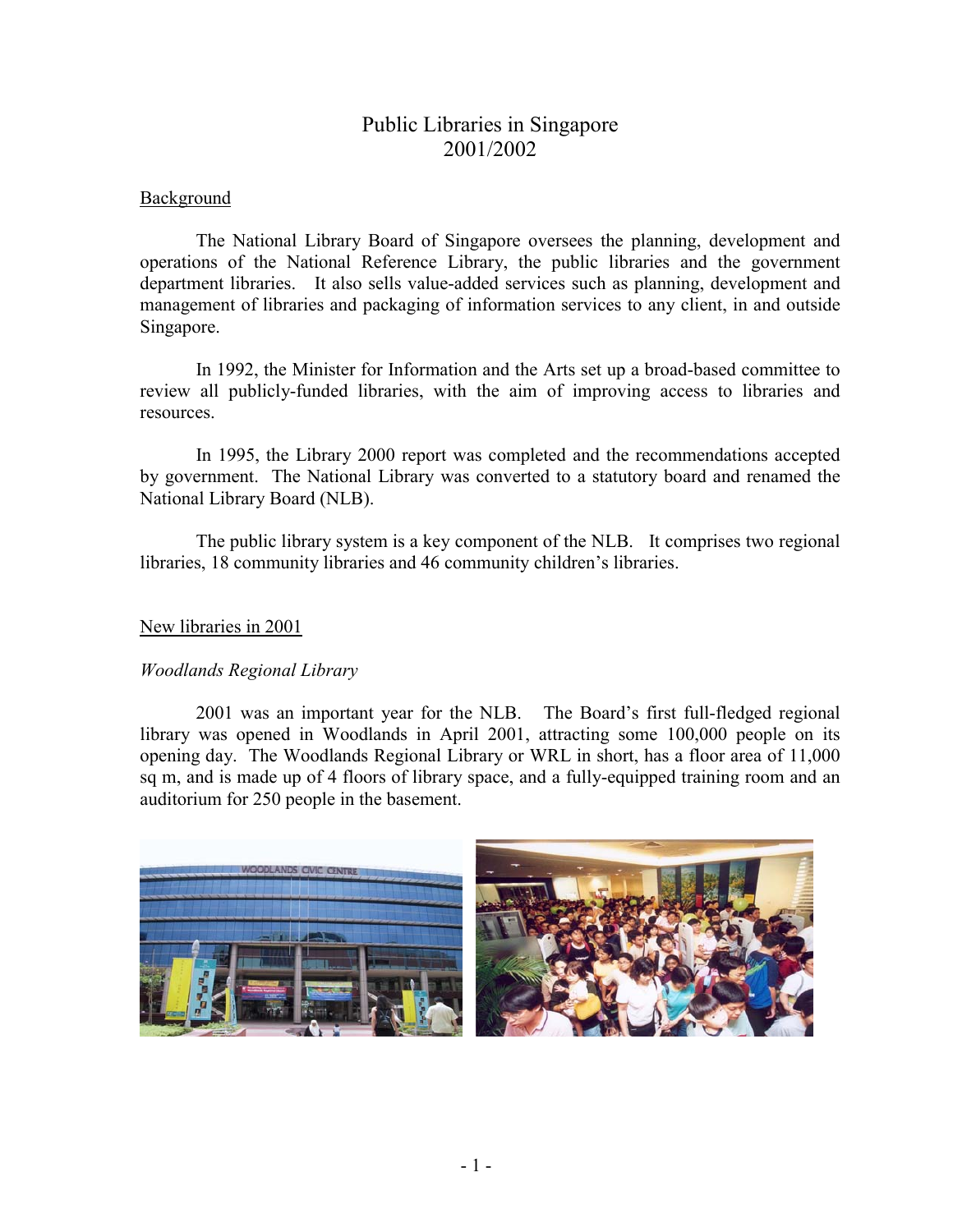# Public Libraries in Singapore
# 2001/2002

## Background

The National Library Board of Singapore oversees the planning, development and operations of the National Reference Library, the public libraries and the government department libraries. It also sells value-added services such as planning, development and management of libraries and packaging of information services to any client, in and outside Singapore.

In 1992, the Minister for Information and the Arts set up a broad-based committee to review all publicly-funded libraries, with the aim of improving access to libraries and resources.

In 1995, the Library 2000 report was completed and the recommendations accepted by government. The National Library was converted to a statutory board and renamed the National Library Board (NLB).

The public library system is a key component of the NLB. It comprises two regional libraries, 18 community libraries and 46 community children's libraries.

## New libraries in 2001

### *Woodlands Regional Library*

2001 was an important year for the NLB. The Board's first full-fledged regional library was opened in Woodlands in April 2001, attracting some 100,000 people on its opening day. The Woodlands Regional Library or WRL in short, has a floor area of 11,000 sq m, and is made up of 4 floors of library space, and a fully-equipped training room and an auditorium for 250 people in the basement.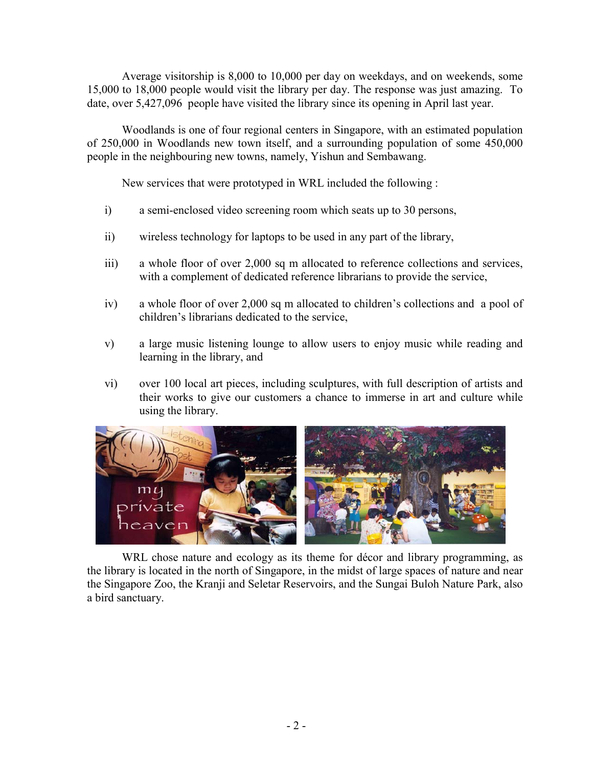Average visitorship is 8,000 to 10,000 per day on weekdays, and on weekends, some 15,000 to 18,000 people would visit the library per day. The response was just amazing. To date, over 5,427,096 people have visited the library since its opening in April last year.

Woodlands is one of four regional centers in Singapore, with an estimated population of 250,000 in Woodlands new town itself, and a surrounding population of some 450,000 people in the neighbouring new towns, namely, Yishun and Sembawang.

New services that were prototyped in WRL included the following :

i) a semi-enclosed video screening room which seats up to 30 persons,

ii) wireless technology for laptops to be used in any part of the library,

iii) a whole floor of over 2,000 sq m allocated to reference collections and services, with a complement of dedicated reference librarians to provide the service,

iv) a whole floor of over 2,000 sq m allocated to children's collections and a pool of children's librarians dedicated to the service,

v) a large music listening lounge to allow users to enjoy music while reading and learning in the library, and

vi) over 100 local art pieces, including sculptures, with full description of artists and their works to give our customers a chance to immerse in art and culture while using the library.

WRL chose nature and ecology as its theme for décor and library programming, as the library is located in the north of Singapore, in the midst of large spaces of nature and near the Singapore Zoo, the Kranji and Seletar Reservoirs, and the Sungai Buloh Nature Park, also a bird sanctuary.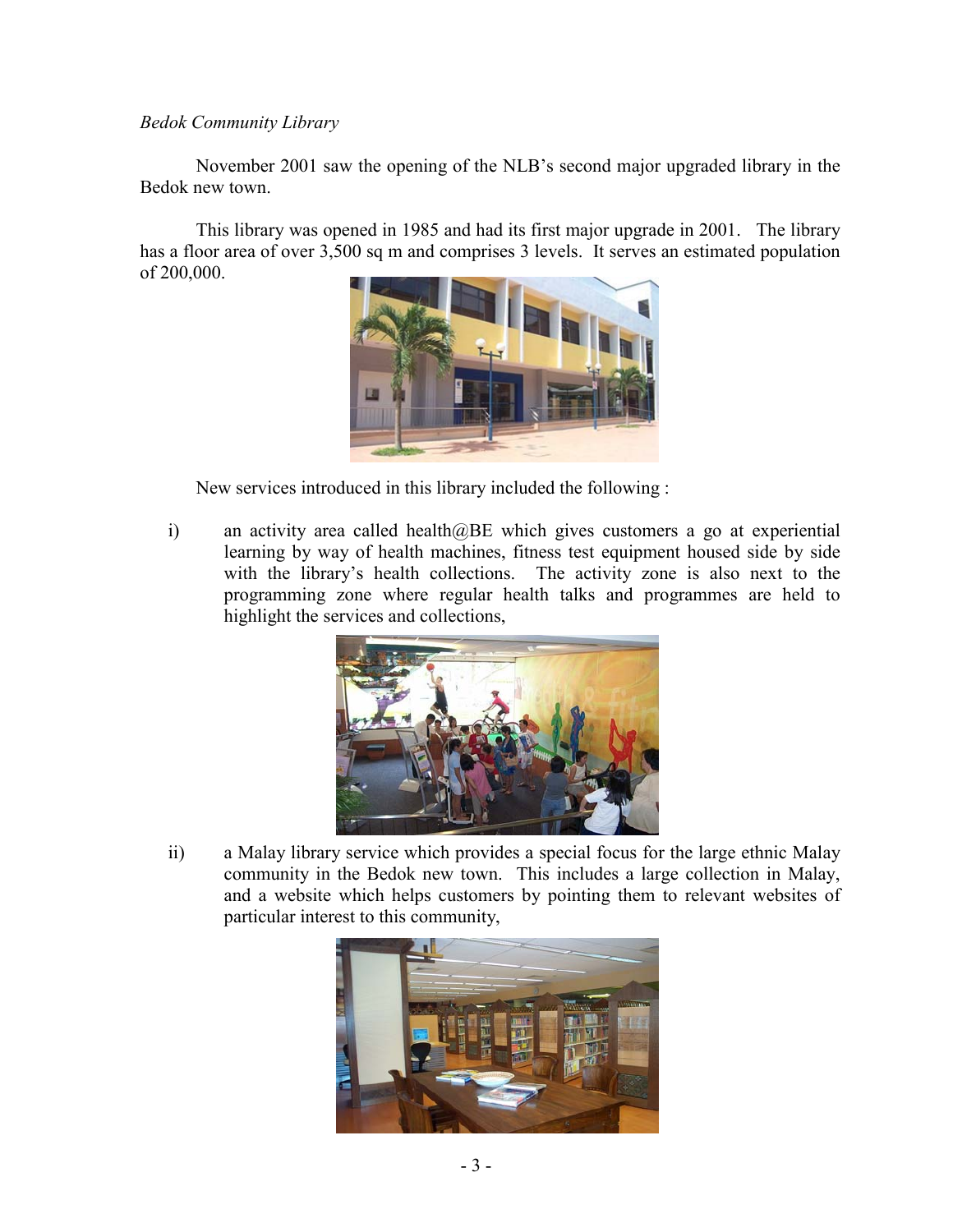*Bedok Community Library*

November 2001 saw the opening of the NLB's second major upgraded library in the Bedok new town.

This library was opened in 1985 and had its first major upgrade in 2001. The library has a floor area of over 3,500 sq m and comprises 3 levels. It serves an estimated population of 200,000.

New services introduced in this library included the following :

i) an activity area called health@BE which gives customers a go at experiential learning by way of health machines, fitness test equipment housed side by side with the library's health collections. The activity zone is also next to the programming zone where regular health talks and programmes are held to highlight the services and collections,

ii) a Malay library service which provides a special focus for the large ethnic Malay community in the Bedok new town. This includes a large collection in Malay, and a website which helps customers by pointing them to relevant websites of particular interest to this community,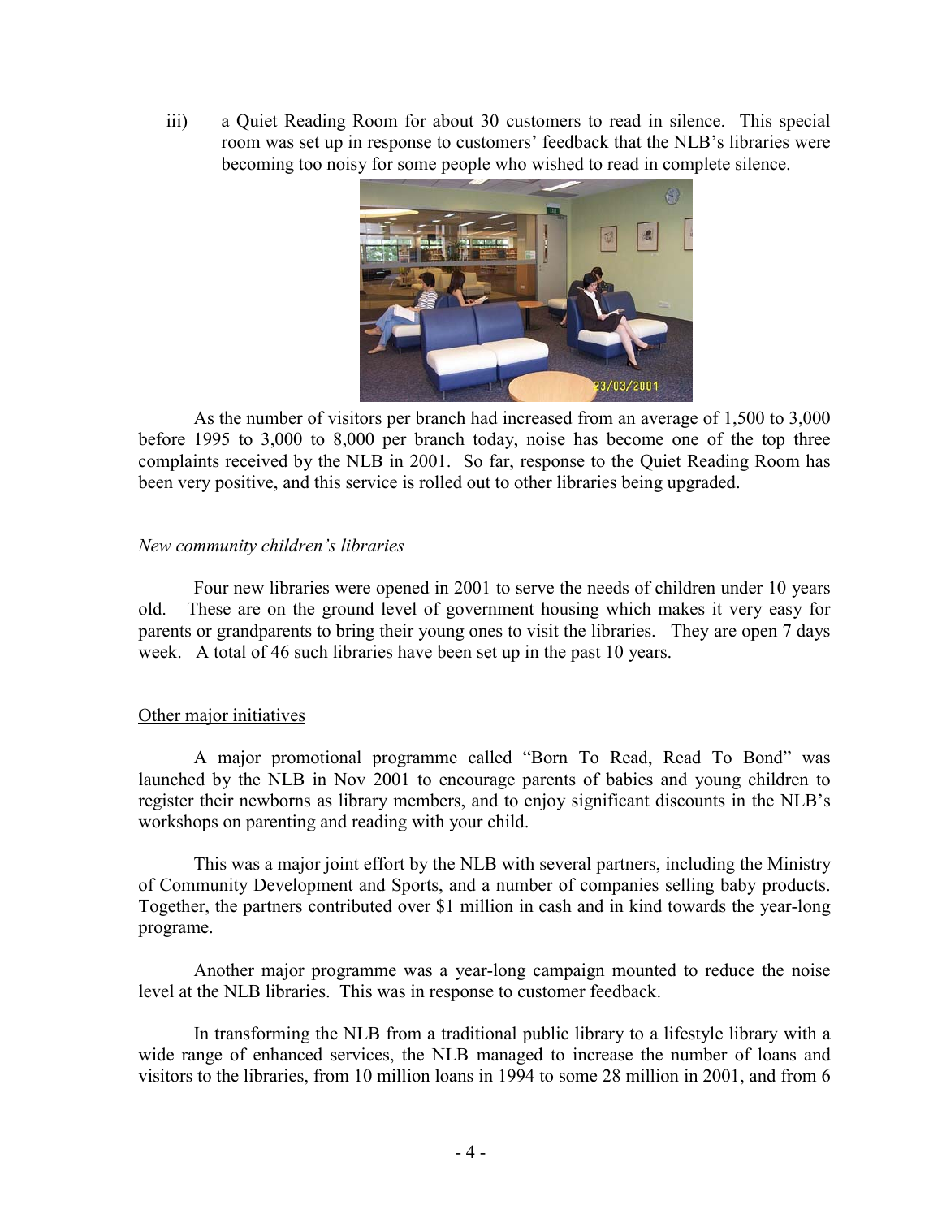iii) a Quiet Reading Room for about 30 customers to read in silence. This special room was set up in response to customers' feedback that the NLB's libraries were becoming too noisy for some people who wished to read in complete silence.

As the number of visitors per branch had increased from an average of 1,500 to 3,000 before 1995 to 3,000 to 8,000 per branch today, noise has become one of the top three complaints received by the NLB in 2001. So far, response to the Quiet Reading Room has been very positive, and this service is rolled out to other libraries being upgraded.

*New community children's libraries*

Four new libraries were opened in 2001 to serve the needs of children under 10 years old. These are on the ground level of government housing which makes it very easy for parents or grandparents to bring their young ones to visit the libraries. They are open 7 days week. A total of 46 such libraries have been set up in the past 10 years.

<u>Other major initiatives</u>

A major promotional programme called "Born To Read, Read To Bond" was launched by the NLB in Nov 2001 to encourage parents of babies and young children to register their newborns as library members, and to enjoy significant discounts in the NLB's workshops on parenting and reading with your child.

This was a major joint effort by the NLB with several partners, including the Ministry of Community Development and Sports, and a number of companies selling baby products. Together, the partners contributed over $1 million in cash and in kind towards the year-long programe.

Another major programme was a year-long campaign mounted to reduce the noise level at the NLB libraries. This was in response to customer feedback.

In transforming the NLB from a traditional public library to a lifestyle library with a wide range of enhanced services, the NLB managed to increase the number of loans and visitors to the libraries, from 10 million loans in 1994 to some 28 million in 2001, and from 6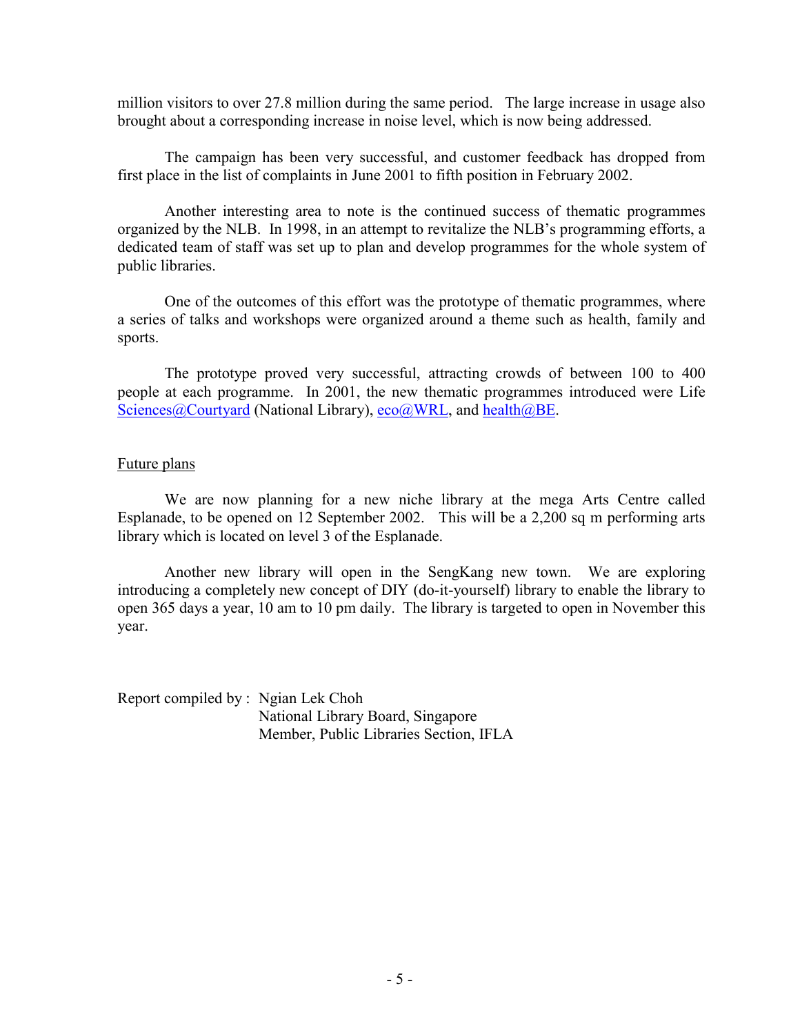million visitors to over 27.8 million during the same period. The large increase in usage also brought about a corresponding increase in noise level, which is now being addressed.

The campaign has been very successful, and customer feedback has dropped from first place in the list of complaints in June 2001 to fifth position in February 2002.

Another interesting area to note is the continued success of thematic programmes organized by the NLB. In 1998, in an attempt to revitalize the NLB's programming efforts, a dedicated team of staff was set up to plan and develop programmes for the whole system of public libraries.

One of the outcomes of this effort was the prototype of thematic programmes, where a series of talks and workshops were organized around a theme such as health, family and sports.

The prototype proved very successful, attracting crowds of between 100 to 400 people at each programme. In 2001, the new thematic programmes introduced were Life Sciences@Courtyard (National Library), eco@WRL, and health@BE.

## Future plans

We are now planning for a new niche library at the mega Arts Centre called Esplanade, to be opened on 12 September 2002. This will be a 2,200 sq m performing arts library which is located on level 3 of the Esplanade.

Another new library will open in the SengKang new town. We are exploring introducing a completely new concept of DIY (do-it-yourself) library to enable the library to open 365 days a year, 10 am to 10 pm daily. The library is targeted to open in November this year.

Report compiled by : Ngian Lek Choh
National Library Board, Singapore
Member, Public Libraries Section, IFLA